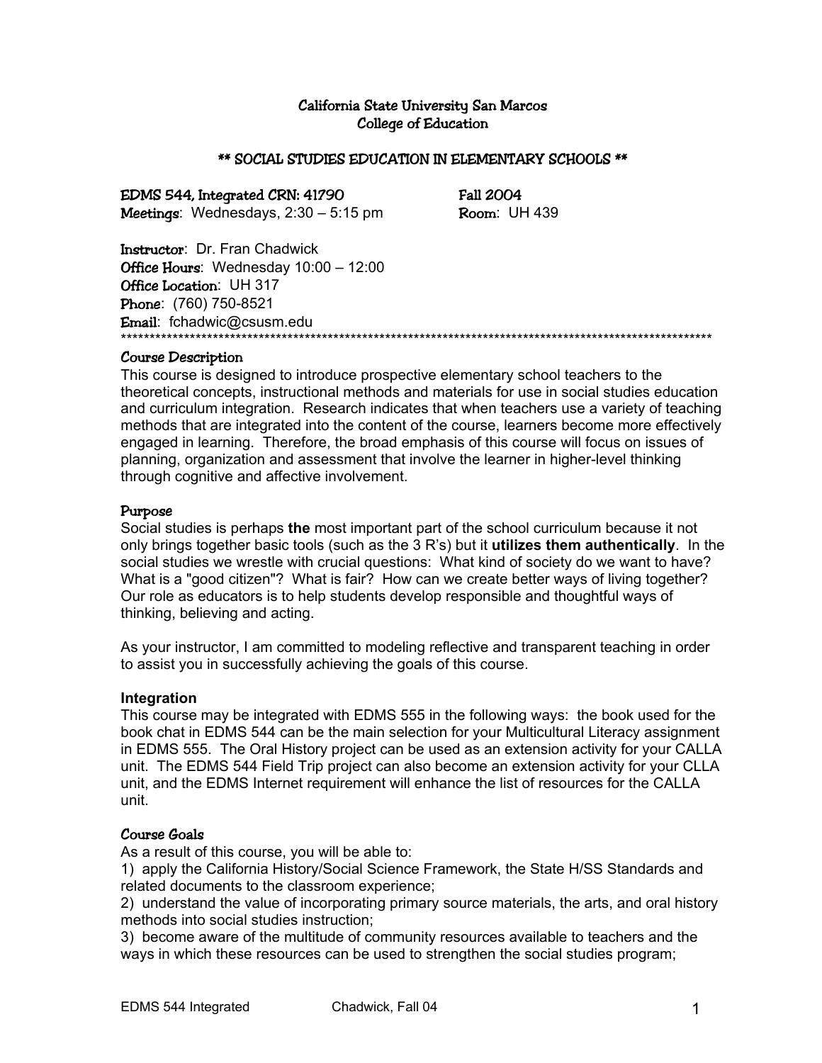# California State University San Marcos
## College of Education

## ** SOCIAL STUDIES EDUCATION IN ELEMENTARY SCHOOLS **

**EDMS 544, Integrated CRN: 41790** **Fall 2004**
**Meetings**: Wednesdays, 2:30 – 5:15 pm **Room**: UH 439

**Instructor**: Dr. Fran Chadwick
**Office Hours**: Wednesday 10:00 – 12:00
**Office Location**: UH 317
**Phone**: (760) 750-8521
**Email**: fchadwic@csusm.edu

************************************************************************************************************

### Course Description

This course is designed to introduce prospective elementary school teachers to the theoretical concepts, instructional methods and materials for use in social studies education and curriculum integration. Research indicates that when teachers use a variety of teaching methods that are integrated into the content of the course, learners become more effectively engaged in learning. Therefore, the broad emphasis of this course will focus on issues of planning, organization and assessment that involve the learner in higher-level thinking through cognitive and affective involvement.

### Purpose

Social studies is perhaps **the** most important part of the school curriculum because it not only brings together basic tools (such as the 3 R's) but it **utilizes them authentically**. In the social studies we wrestle with crucial questions: What kind of society do we want to have? What is a "good citizen"? What is fair? How can we create better ways of living together? Our role as educators is to help students develop responsible and thoughtful ways of thinking, believing and acting.

As your instructor, I am committed to modeling reflective and transparent teaching in order to assist you in successfully achieving the goals of this course.

### Integration

This course may be integrated with EDMS 555 in the following ways: the book used for the book chat in EDMS 544 can be the main selection for your Multicultural Literacy assignment in EDMS 555. The Oral History project can be used as an extension activity for your CALLA unit. The EDMS 544 Field Trip project can also become an extension activity for your CLLA unit, and the EDMS Internet requirement will enhance the list of resources for the CALLA unit.

### Course Goals

As a result of this course, you will be able to:

1) apply the California History/Social Science Framework, the State H/SS Standards and related documents to the classroom experience;
2) understand the value of incorporating primary source materials, the arts, and oral history methods into social studies instruction;
3) become aware of the multitude of community resources available to teachers and the ways in which these resources can be used to strengthen the social studies program;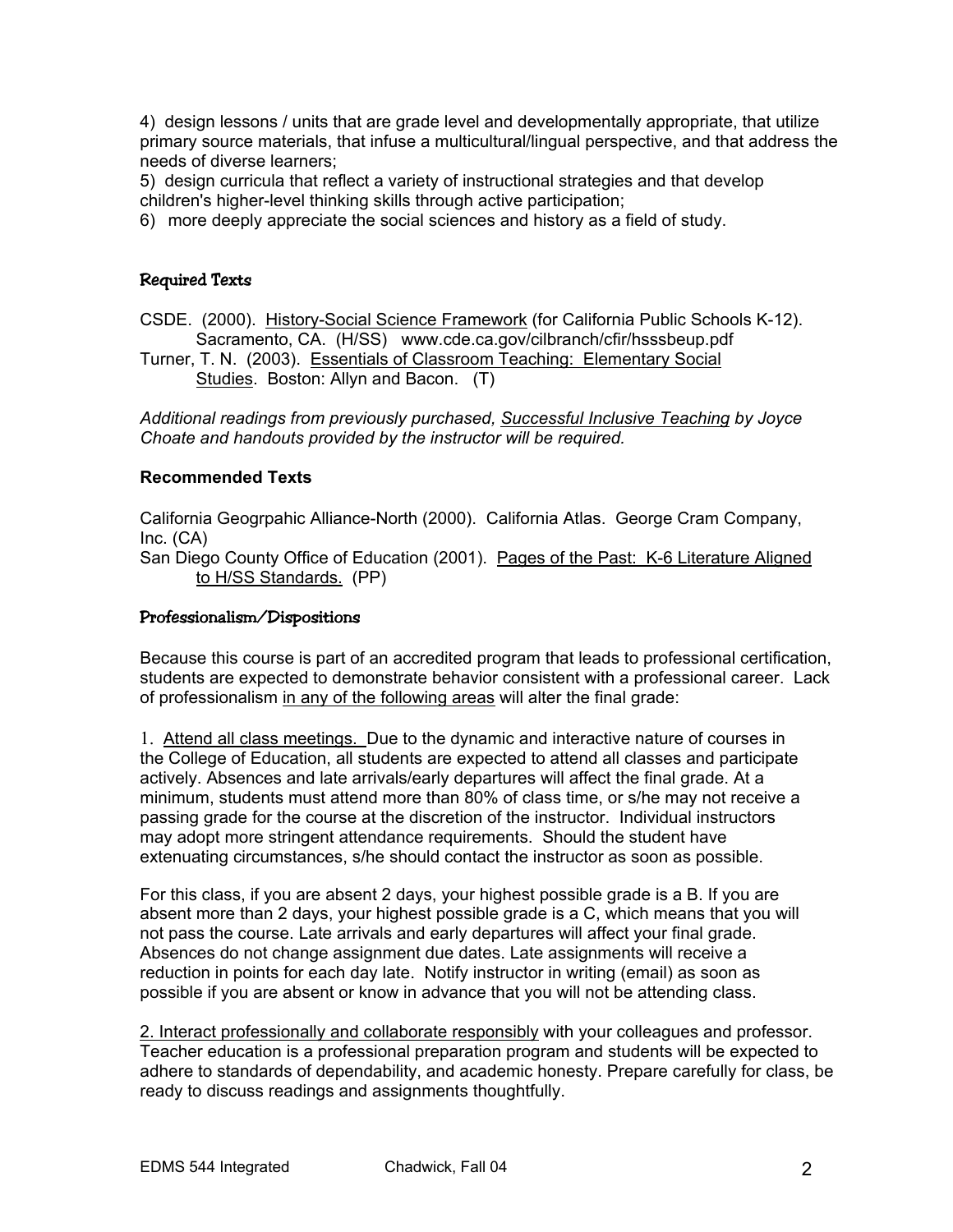4) design lessons / units that are grade level and developmentally appropriate, that utilize primary source materials, that infuse a multicultural/lingual perspective, and that address the needs of diverse learners;

5) design curricula that reflect a variety of instructional strategies and that develop children's higher-level thinking skills through active participation;

6) more deeply appreciate the social sciences and history as a field of study.

### Required Texts

CSDE. (2000). History-Social Science Framework (for California Public Schools K-12). Sacramento, CA. (H/SS) www.cde.ca.gov/cilbranch/cfir/hsssbeup.pdf

Turner, T. N. (2003). Essentials of Classroom Teaching: Elementary Social Studies. Boston: Allyn and Bacon. (T)

*Additional readings from previously purchased, Successful Inclusive Teaching by Joyce Choate and handouts provided by the instructor will be required.*

### Recommended Texts

California Geogrpahic Alliance-North (2000). California Atlas. George Cram Company, Inc. (CA)

San Diego County Office of Education (2001). Pages of the Past: K-6 Literature Aligned to H/SS Standards. (PP)

### Professionalism/Dispositions

Because this course is part of an accredited program that leads to professional certification, students are expected to demonstrate behavior consistent with a professional career. Lack of professionalism in any of the following areas will alter the final grade:

1. Attend all class meetings. Due to the dynamic and interactive nature of courses in the College of Education, all students are expected to attend all classes and participate actively. Absences and late arrivals/early departures will affect the final grade. At a minimum, students must attend more than 80% of class time, or s/he may not receive a passing grade for the course at the discretion of the instructor. Individual instructors may adopt more stringent attendance requirements. Should the student have extenuating circumstances, s/he should contact the instructor as soon as possible.

For this class, if you are absent 2 days, your highest possible grade is a B. If you are absent more than 2 days, your highest possible grade is a C, which means that you will not pass the course. Late arrivals and early departures will affect your final grade. Absences do not change assignment due dates. Late assignments will receive a reduction in points for each day late. Notify instructor in writing (email) as soon as possible if you are absent or know in advance that you will not be attending class.

2. Interact professionally and collaborate responsibly with your colleagues and professor. Teacher education is a professional preparation program and students will be expected to adhere to standards of dependability, and academic honesty. Prepare carefully for class, be ready to discuss readings and assignments thoughtfully.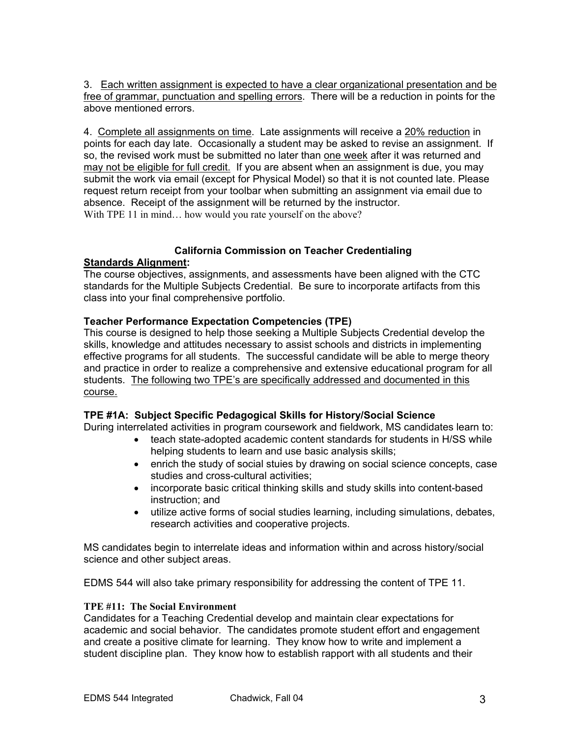3. <u>Each written assignment is expected to have a clear organizational presentation and be free of grammar, punctuation and spelling errors</u>. There will be a reduction in points for the above mentioned errors.

4. <u>Complete all assignments on time</u>. Late assignments will receive a <u>20% reduction</u> in points for each day late. Occasionally a student may be asked to revise an assignment. If so, the revised work must be submitted no later than <u>one week</u> after it was returned and <u>may not be eligible for full credit.</u> If you are absent when an assignment is due, you may submit the work via email (except for Physical Model) so that it is not counted late. Please request return receipt from your toolbar when submitting an assignment via email due to absence. Receipt of the assignment will be returned by the instructor.
With TPE 11 in mind… how would you rate yourself on the above?

**California Commission on Teacher Credentialing**

**<u>Standards Alignment</u>:**
The course objectives, assignments, and assessments have been aligned with the CTC standards for the Multiple Subjects Credential. Be sure to incorporate artifacts from this class into your final comprehensive portfolio.

**Teacher Performance Expectation Competencies (TPE)**
This course is designed to help those seeking a Multiple Subjects Credential develop the skills, knowledge and attitudes necessary to assist schools and districts in implementing effective programs for all students. The successful candidate will be able to merge theory and practice in order to realize a comprehensive and extensive educational program for all students. <u>The following two TPE's are specifically addressed and documented in this course.</u>

**TPE #1A: Subject Specific Pedagogical Skills for History/Social Science**
During interrelated activities in program coursework and fieldwork, MS candidates learn to:

- teach state-adopted academic content standards for students in H/SS while helping students to learn and use basic analysis skills;
- enrich the study of social stuies by drawing on social science concepts, case studies and cross-cultural activities;
- incorporate basic critical thinking skills and study skills into content-based instruction; and
- utilize active forms of social studies learning, including simulations, debates, research activities and cooperative projects.

MS candidates begin to interrelate ideas and information within and across history/social science and other subject areas.

EDMS 544 will also take primary responsibility for addressing the content of TPE 11.

**TPE #11: The Social Environment**
Candidates for a Teaching Credential develop and maintain clear expectations for academic and social behavior. The candidates promote student effort and engagement and create a positive climate for learning. They know how to write and implement a student discipline plan. They know how to establish rapport with all students and their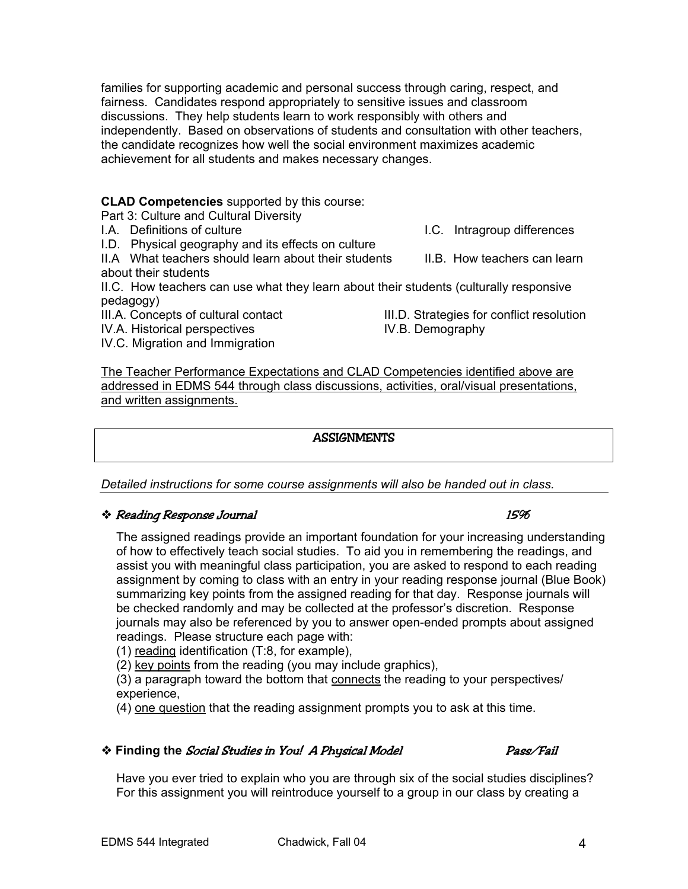families for supporting academic and personal success through caring, respect, and fairness. Candidates respond appropriately to sensitive issues and classroom discussions. They help students learn to work responsibly with others and independently. Based on observations of students and consultation with other teachers, the candidate recognizes how well the social environment maximizes academic achievement for all students and makes necessary changes.

**CLAD Competencies** supported by this course:

Part 3: Culture and Cultural Diversity

I.A. Definitions of culture

I.C. Intragroup differences

I.D. Physical geography and its effects on culture

II.A What teachers should learn about their students

II.B. How teachers can learn about their students

II.C. How teachers can use what they learn about their students (culturally responsive pedagogy)

III.A. Concepts of cultural contact

III.D. Strategies for conflict resolution

IV.A. Historical perspectives

IV.B. Demography

IV.C. Migration and Immigration

<u>The Teacher Performance Expectations and CLAD Competencies identified above are addressed in EDMS 544 through class discussions, activities, oral/visual presentations, and written assignments.</u>

## ASSIGNMENTS

*Detailed instructions for some course assignments will also be handed out in class.*

### ❖ *Reading Response Journal* — *15%*

The assigned readings provide an important foundation for your increasing understanding of how to effectively teach social studies. To aid you in remembering the readings, and assist you with meaningful class participation, you are asked to respond to each reading assignment by coming to class with an entry in your reading response journal (Blue Book) summarizing key points from the assigned reading for that day. Response journals will be checked randomly and may be collected at the professor's discretion. Response journals may also be referenced by you to answer open-ended prompts about assigned readings. Please structure each page with:

(1) <u>reading</u> identification (T:8, for example),

(2) <u>key points</u> from the reading (you may include graphics),

(3) a paragraph toward the bottom that <u>connects</u> the reading to your perspectives/ experience,

(4) <u>one question</u> that the reading assignment prompts you to ask at this time.

### ❖ **Finding the** *Social Studies in You! A Physical Model* — *Pass/Fail*

Have you ever tried to explain who you are through six of the social studies disciplines? For this assignment you will reintroduce yourself to a group in our class by creating a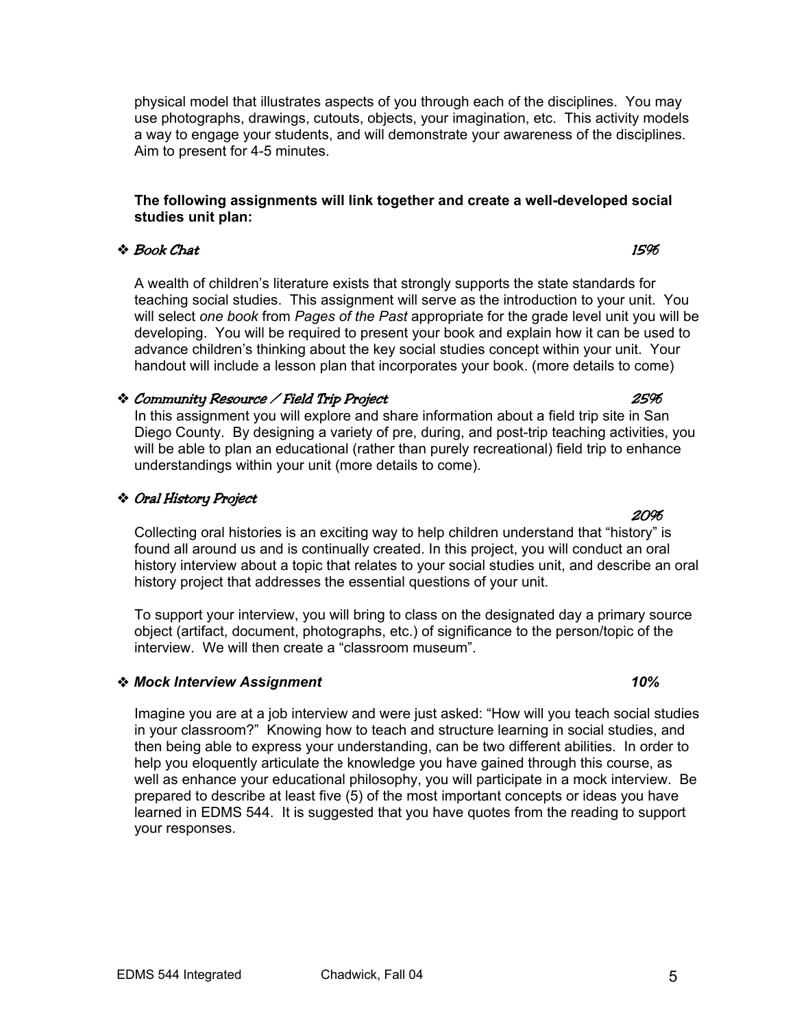physical model that illustrates aspects of you through each of the disciplines. You may use photographs, drawings, cutouts, objects, your imagination, etc. This activity models a way to engage your students, and will demonstrate your awareness of the disciplines. Aim to present for 4-5 minutes.

**The following assignments will link together and create a well-developed social studies unit plan:**

❖ ***Book Chat*** **15%**

A wealth of children's literature exists that strongly supports the state standards for teaching social studies. This assignment will serve as the introduction to your unit. You will select *one book* from *Pages of the Past* appropriate for the grade level unit you will be developing. You will be required to present your book and explain how it can be used to advance children's thinking about the key social studies concept within your unit. Your handout will include a lesson plan that incorporates your book. (more details to come)

❖ ***Community Resource / Field Trip Project*** **25%**

In this assignment you will explore and share information about a field trip site in San Diego County. By designing a variety of pre, during, and post-trip teaching activities, you will be able to plan an educational (rather than purely recreational) field trip to enhance understandings within your unit (more details to come).

❖ ***Oral History Project*** **20%**

Collecting oral histories is an exciting way to help children understand that "history" is found all around us and is continually created. In this project, you will conduct an oral history interview about a topic that relates to your social studies unit, and describe an oral history project that addresses the essential questions of your unit.

To support your interview, you will bring to class on the designated day a primary source object (artifact, document, photographs, etc.) of significance to the person/topic of the interview. We will then create a "classroom museum".

❖ ***Mock Interview Assignment*** **10%**

Imagine you are at a job interview and were just asked: "How will you teach social studies in your classroom?" Knowing how to teach and structure learning in social studies, and then being able to express your understanding, can be two different abilities. In order to help you eloquently articulate the knowledge you have gained through this course, as well as enhance your educational philosophy, you will participate in a mock interview. Be prepared to describe at least five (5) of the most important concepts or ideas you have learned in EDMS 544. It is suggested that you have quotes from the reading to support your responses.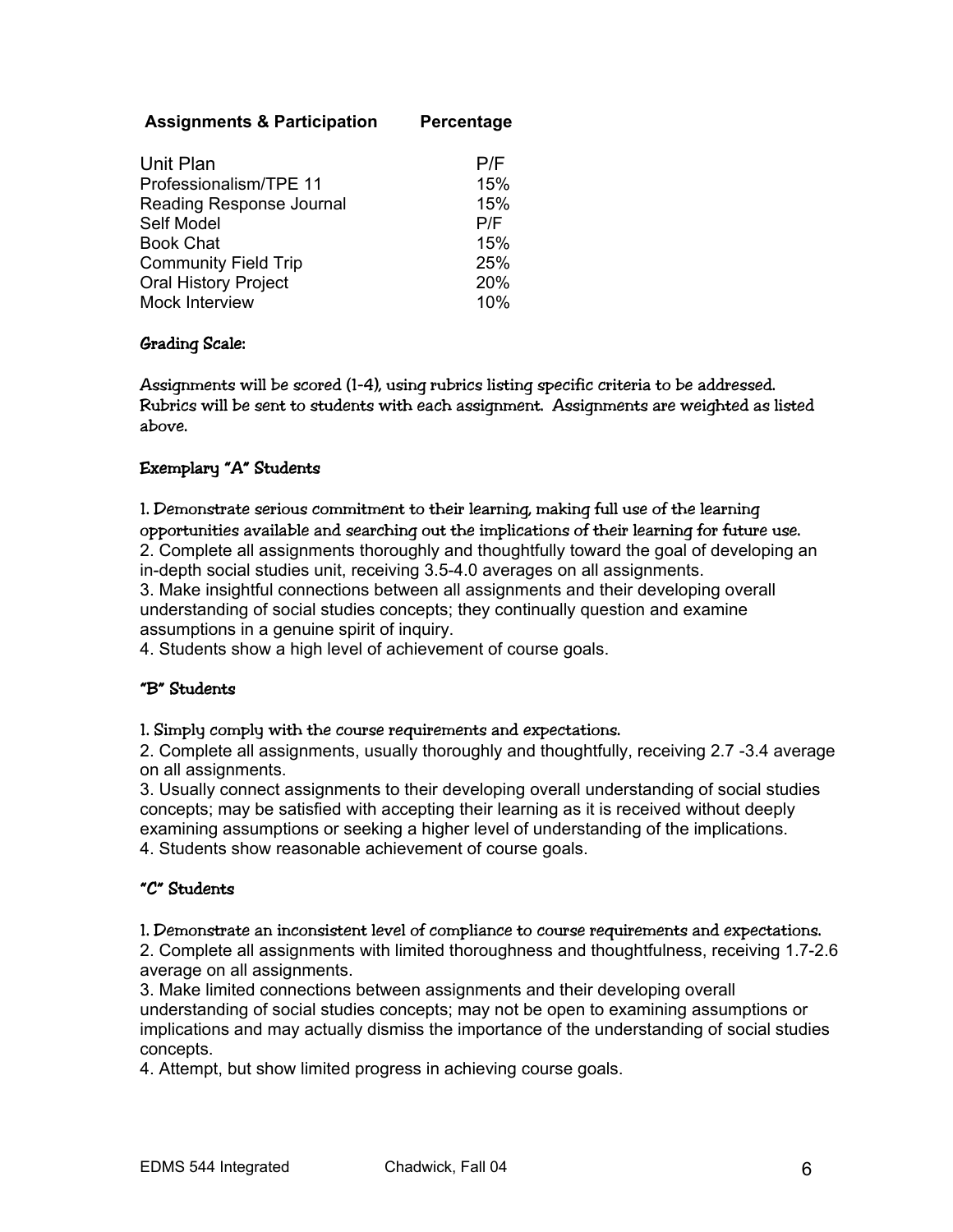| Assignments & Participation | Percentage |
|---|---|
| Unit Plan | P/F |
| Professionalism/TPE 11 | 15% |
| Reading Response Journal | 15% |
| Self Model | P/F |
| Book Chat | 15% |
| Community Field Trip | 25% |
| Oral History Project | 20% |
| Mock Interview | 10% |

### Grading Scale:

Assignments will be scored (1-4), using rubrics listing specific criteria to be addressed. Rubrics will be sent to students with each assignment. Assignments are weighted as listed above.

### Exemplary "A" Students

1. Demonstrate serious commitment to their learning, making full use of the learning opportunities available and searching out the implications of their learning for future use.
2. Complete all assignments thoroughly and thoughtfully toward the goal of developing an in-depth social studies unit, receiving 3.5-4.0 averages on all assignments.
3. Make insightful connections between all assignments and their developing overall understanding of social studies concepts; they continually question and examine assumptions in a genuine spirit of inquiry.
4. Students show a high level of achievement of course goals.

### "B" Students

1. Simply comply with the course requirements and expectations.
2. Complete all assignments, usually thoroughly and thoughtfully, receiving 2.7 -3.4 average on all assignments.
3. Usually connect assignments to their developing overall understanding of social studies concepts; may be satisfied with accepting their learning as it is received without deeply examining assumptions or seeking a higher level of understanding of the implications.
4. Students show reasonable achievement of course goals.

### "C" Students

1. Demonstrate an inconsistent level of compliance to course requirements and expectations.
2. Complete all assignments with limited thoroughness and thoughtfulness, receiving 1.7-2.6 average on all assignments.
3. Make limited connections between assignments and their developing overall understanding of social studies concepts; may not be open to examining assumptions or implications and may actually dismiss the importance of the understanding of social studies concepts.
4. Attempt, but show limited progress in achieving course goals.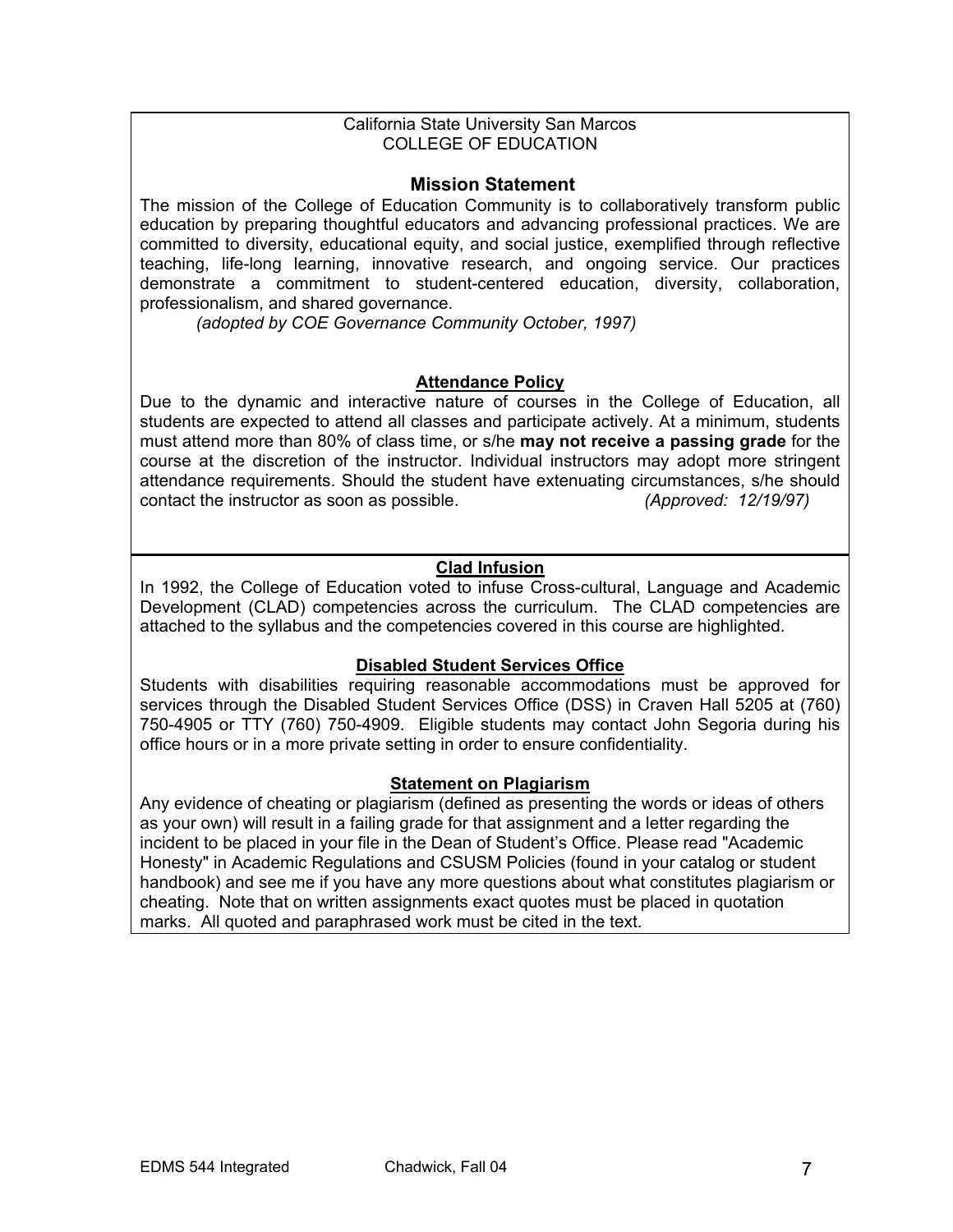California State University San Marcos
COLLEGE OF EDUCATION

## Mission Statement

The mission of the College of Education Community is to collaboratively transform public education by preparing thoughtful educators and advancing professional practices. We are committed to diversity, educational equity, and social justice, exemplified through reflective teaching, life-long learning, innovative research, and ongoing service. Our practices demonstrate a commitment to student-centered education, diversity, collaboration, professionalism, and shared governance.

*(adopted by COE Governance Community October, 1997)*

## Attendance Policy

Due to the dynamic and interactive nature of courses in the College of Education, all students are expected to attend all classes and participate actively. At a minimum, students must attend more than 80% of class time, or s/he **may not receive a passing grade** for the course at the discretion of the instructor. Individual instructors may adopt more stringent attendance requirements. Should the student have extenuating circumstances, s/he should contact the instructor as soon as possible. *(Approved: 12/19/97)*

## Clad Infusion

In 1992, the College of Education voted to infuse Cross-cultural, Language and Academic Development (CLAD) competencies across the curriculum. The CLAD competencies are attached to the syllabus and the competencies covered in this course are highlighted.

## Disabled Student Services Office

Students with disabilities requiring reasonable accommodations must be approved for services through the Disabled Student Services Office (DSS) in Craven Hall 5205 at (760) 750-4905 or TTY (760) 750-4909. Eligible students may contact John Segoria during his office hours or in a more private setting in order to ensure confidentiality.

## Statement on Plagiarism

Any evidence of cheating or plagiarism (defined as presenting the words or ideas of others as your own) will result in a failing grade for that assignment and a letter regarding the incident to be placed in your file in the Dean of Student's Office. Please read "Academic Honesty" in Academic Regulations and CSUSM Policies (found in your catalog or student handbook) and see me if you have any more questions about what constitutes plagiarism or cheating. Note that on written assignments exact quotes must be placed in quotation marks. All quoted and paraphrased work must be cited in the text.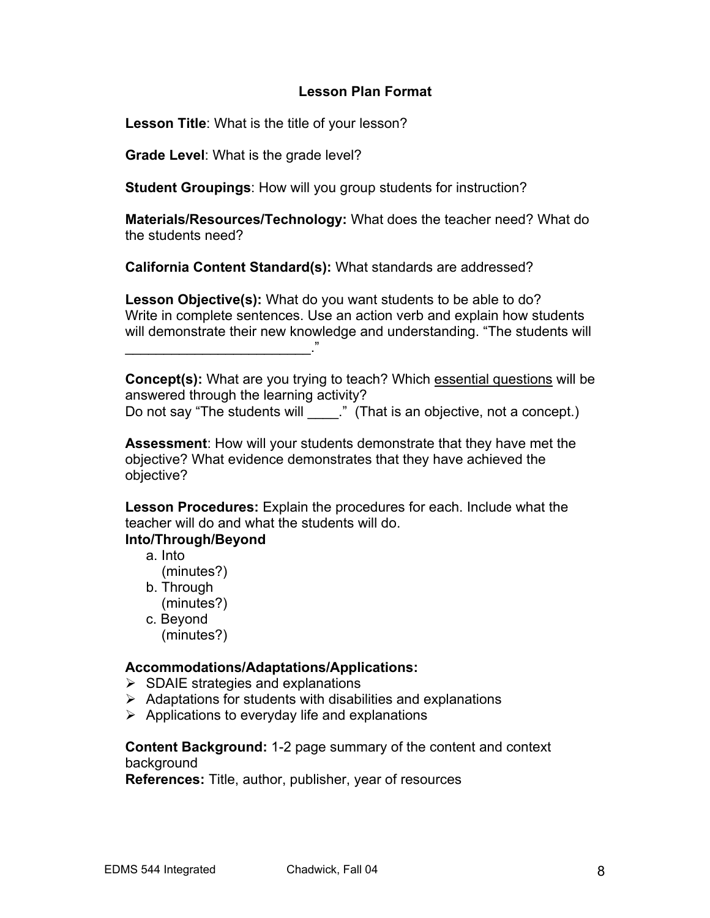## Lesson Plan Format

**Lesson Title**: What is the title of your lesson?

**Grade Level**: What is the grade level?

**Student Groupings**: How will you group students for instruction?

**Materials/Resources/Technology:** What does the teacher need? What do the students need?

**California Content Standard(s):** What standards are addressed?

**Lesson Objective(s):** What do you want students to be able to do? Write in complete sentences. Use an action verb and explain how students will demonstrate their new knowledge and understanding. "The students will ________________________."

**Concept(s):** What are you trying to teach? Which essential questions will be answered through the learning activity?
Do not say "The students will ____." (That is an objective, not a concept.)

**Assessment**: How will your students demonstrate that they have met the objective? What evidence demonstrates that they have achieved the objective?

**Lesson Procedures:** Explain the procedures for each. Include what the teacher will do and what the students will do.

**Into/Through/Beyond**

a. Into
   (minutes?)
b. Through
   (minutes?)
c. Beyond
   (minutes?)

**Accommodations/Adaptations/Applications:**

- SDAIE strategies and explanations
- Adaptations for students with disabilities and explanations
- Applications to everyday life and explanations

**Content Background:** 1-2 page summary of the content and context background

**References:** Title, author, publisher, year of resources